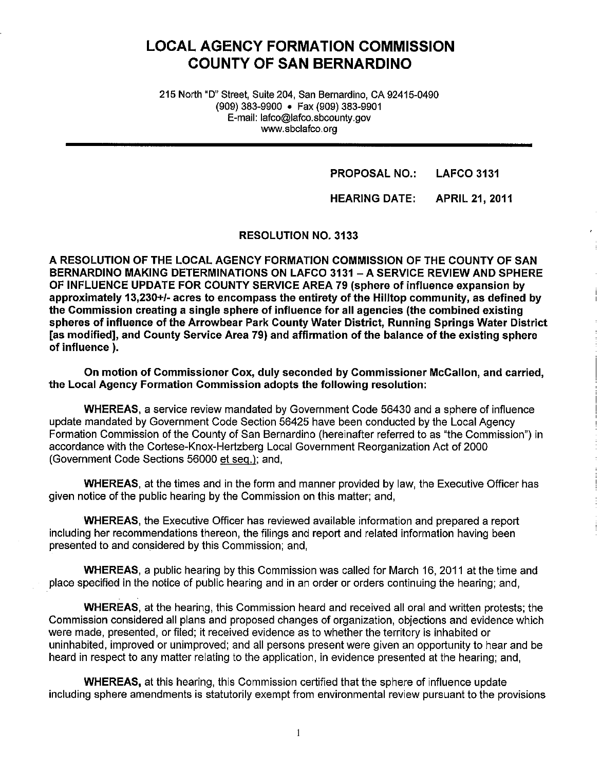# LOCAL AGENCY FORMATION COMMISSION
# COUNTY OF SAN BERNARDINO

215 North "D" Street, Suite 204, San Bernardino, CA 92415-0490
(909) 383-9900 • Fax (909) 383-9901
E-mail: lafco@lafco.sbcounty.gov
www.sbclafco.org

---

**PROPOSAL NO.: LAFCO 3131**

**HEARING DATE: APRIL 21, 2011**

**RESOLUTION NO. 3133**

**A RESOLUTION OF THE LOCAL AGENCY FORMATION COMMISSION OF THE COUNTY OF SAN BERNARDINO MAKING DETERMINATIONS ON LAFCO 3131 – A SERVICE REVIEW AND SPHERE OF INFLUENCE UPDATE FOR COUNTY SERVICE AREA 79 (sphere of influence expansion by approximately 13,230+/- acres to encompass the entirety of the Hilltop community, as defined by the Commission creating a single sphere of influence for all agencies (the combined existing spheres of influence of the Arrowbear Park County Water District, Running Springs Water District [as modified], and County Service Area 79) and affirmation of the balance of the existing sphere of influence ).**

**On motion of Commissioner Cox, duly seconded by Commissioner McCallon, and carried, the Local Agency Formation Commission adopts the following resolution:**

**WHEREAS**, a service review mandated by Government Code 56430 and a sphere of influence update mandated by Government Code Section 56425 have been conducted by the Local Agency Formation Commission of the County of San Bernardino (hereinafter referred to as "the Commission") in accordance with the Cortese-Knox-Hertzberg Local Government Reorganization Act of 2000 (Government Code Sections 56000 et seq.); and,

**WHEREAS**, at the times and in the form and manner provided by law, the Executive Officer has given notice of the public hearing by the Commission on this matter; and,

**WHEREAS**, the Executive Officer has reviewed available information and prepared a report including her recommendations thereon, the filings and report and related information having been presented to and considered by this Commission; and,

**WHEREAS**, a public hearing by this Commission was called for March 16, 2011 at the time and place specified in the notice of public hearing and in an order or orders continuing the hearing; and,

**WHEREAS**, at the hearing, this Commission heard and received all oral and written protests; the Commission considered all plans and proposed changes of organization, objections and evidence which were made, presented, or filed; it received evidence as to whether the territory is inhabited or uninhabited, improved or unimproved; and all persons present were given an opportunity to hear and be heard in respect to any matter relating to the application, in evidence presented at the hearing; and,

**WHEREAS,** at this hearing, this Commission certified that the sphere of influence update including sphere amendments is statutorily exempt from environmental review pursuant to the provisions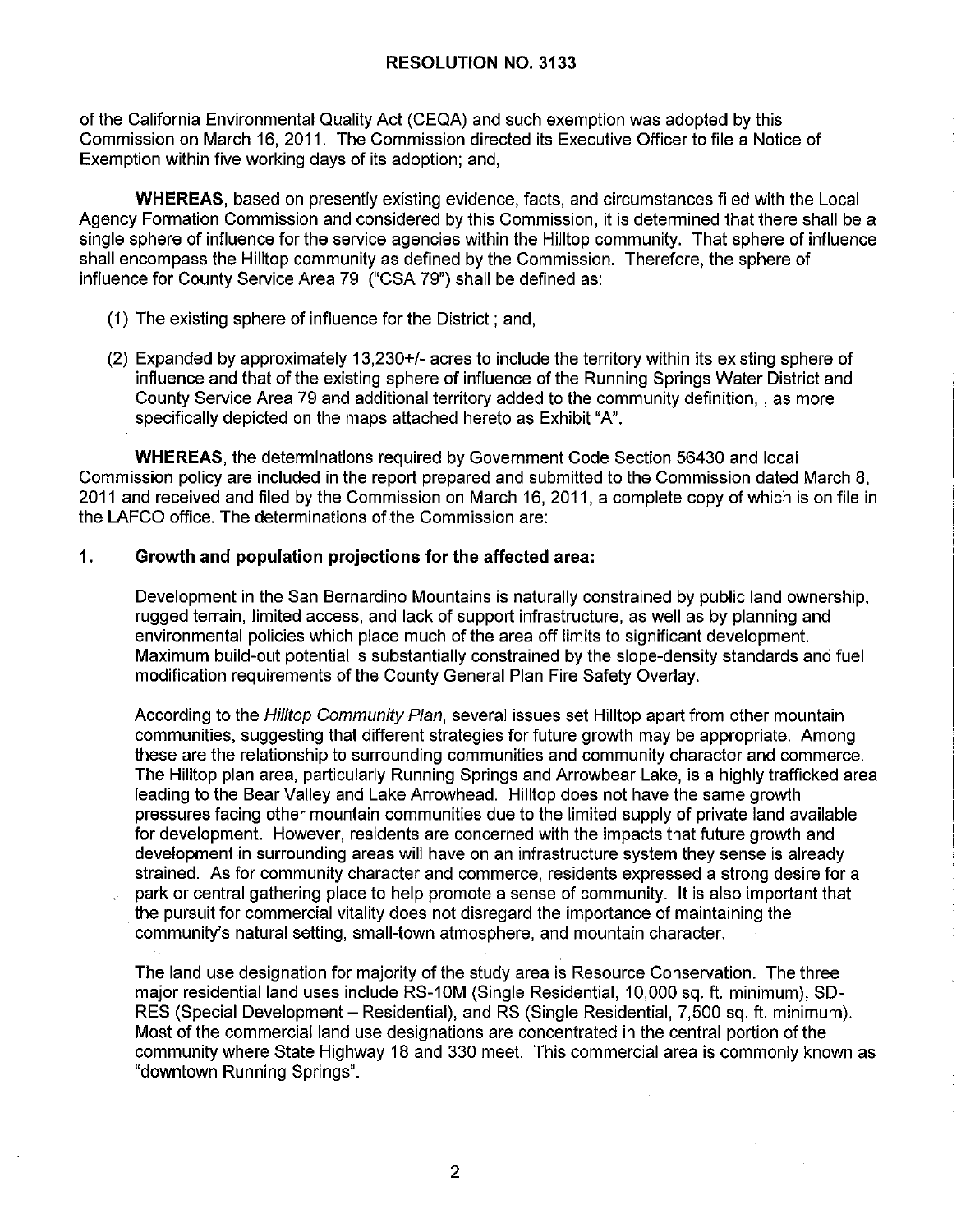of the California Environmental Quality Act (CEQA) and such exemption was adopted by this Commission on March 16, 2011. The Commission directed its Executive Officer to file a Notice of Exemption within five working days of its adoption; and,

**WHEREAS**, based on presently existing evidence, facts, and circumstances filed with the Local Agency Formation Commission and considered by this Commission, it is determined that there shall be a single sphere of influence for the service agencies within the Hilltop community. That sphere of influence shall encompass the Hilltop community as defined by the Commission. Therefore, the sphere of influence for County Service Area 79 ("CSA 79") shall be defined as:

(1) The existing sphere of influence for the District ; and,

(2) Expanded by approximately 13,230+/- acres to include the territory within its existing sphere of influence and that of the existing sphere of influence of the Running Springs Water District and County Service Area 79 and additional territory added to the community definition, , as more specifically depicted on the maps attached hereto as Exhibit "A".

**WHEREAS**, the determinations required by Government Code Section 56430 and local Commission policy are included in the report prepared and submitted to the Commission dated March 8, 2011 and received and filed by the Commission on March 16, 2011, a complete copy of which is on file in the LAFCO office. The determinations of the Commission are:

**1. Growth and population projections for the affected area:**

Development in the San Bernardino Mountains is naturally constrained by public land ownership, rugged terrain, limited access, and lack of support infrastructure, as well as by planning and environmental policies which place much of the area off limits to significant development. Maximum build-out potential is substantially constrained by the slope-density standards and fuel modification requirements of the County General Plan Fire Safety Overlay.

According to the *Hilltop Community Plan*, several issues set Hilltop apart from other mountain communities, suggesting that different strategies for future growth may be appropriate. Among these are the relationship to surrounding communities and community character and commerce. The Hilltop plan area, particularly Running Springs and Arrowbear Lake, is a highly trafficked area leading to the Bear Valley and Lake Arrowhead. Hilltop does not have the same growth pressures facing other mountain communities due to the limited supply of private land available for development. However, residents are concerned with the impacts that future growth and development in surrounding areas will have on an infrastructure system they sense is already strained. As for community character and commerce, residents expressed a strong desire for a park or central gathering place to help promote a sense of community. It is also important that the pursuit for commercial vitality does not disregard the importance of maintaining the community's natural setting, small-town atmosphere, and mountain character.

The land use designation for majority of the study area is Resource Conservation. The three major residential land uses include RS-10M (Single Residential, 10,000 sq. ft. minimum), SD-RES (Special Development – Residential), and RS (Single Residential, 7,500 sq. ft. minimum). Most of the commercial land use designations are concentrated in the central portion of the community where State Highway 18 and 330 meet. This commercial area is commonly known as "downtown Running Springs".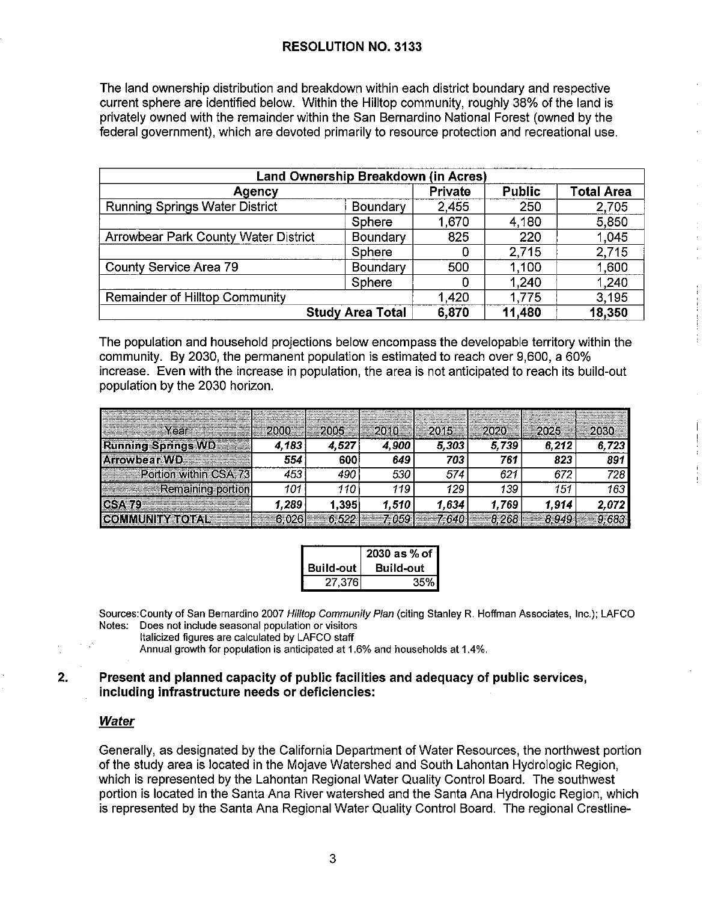## RESOLUTION NO. 3133

The land ownership distribution and breakdown within each district boundary and respective current sphere are identified below. Within the Hilltop community, roughly 38% of the land is privately owned with the remainder within the San Bernardino National Forest (owned by the federal government), which are devoted primarily to resource protection and recreational use.

| Land Ownership Breakdown (in Acres) | | | | |
|---|---|---|---|---|
| **Agency** | | **Private** | **Public** | **Total Area** |
| Running Springs Water District | Boundary | 2,455 | 250 | 2,705 |
| | Sphere | 1,670 | 4,180 | 5,850 |
| Arrowbear Park County Water District | Boundary | 825 | 220 | 1,045 |
| | Sphere | 0 | 2,715 | 2,715 |
| County Service Area 79 | Boundary | 500 | 1,100 | 1,600 |
| | Sphere | 0 | 1,240 | 1,240 |
| Remainder of Hilltop Community | | 1,420 | 1,775 | 3,195 |
| | **Study Area Total** | **6,870** | **11,480** | **18,350** |

The population and household projections below encompass the developable territory within the community. By 2030, the permanent population is estimated to reach over 9,600, a 60% increase. Even with the increase in population, the area is not anticipated to reach its build-out population by the 2030 horizon.

| Year | 2000 | 2005 | 2010 | 2015 | 2020 | 2025 | 2030 |
|---|---|---|---|---|---|---|---|
| **Running Springs WD** | ***4,183*** | ***4,527*** | ***4,900*** | ***5,303*** | ***5,739*** | ***6,212*** | ***6,723*** |
| **Arrowbear WD** | ***554*** | **600** | ***649*** | ***703*** | ***761*** | ***823*** | ***891*** |
| Portion within CSA 73 | *453* | *490* | *530* | *574* | *621* | *672* | *728* |
| Remaining portion | *101* | *110* | *119* | *129* | *139* | *151* | *163* |
| **CSA 79** | ***1,289*** | **1,395** | ***1,510*** | ***1,634*** | ***1,769*** | ***1,914*** | ***2,072*** |
| **COMMUNITY TOTAL** | 6,026 | 6,522 | *7,059* | *7,640* | *8,268* | *8,949* | *9,683* |

| Build-out | 2030 as % of Build-out |
|---|---|
| 27,376 | 35% |

Sources: County of San Bernardino 2007 *Hilltop Community Plan* (citing Stanley R. Hoffman Associates, Inc.); LAFCO
Notes: Does not include seasonal population or visitors
Italicized figures are calculated by LAFCO staff
Annual growth for population is anticipated at 1.6% and households at 1.4%.

### 2. Present and planned capacity of public facilities and adequacy of public services, including infrastructure needs or deficiencies:

***Water***

Generally, as designated by the California Department of Water Resources, the northwest portion of the study area is located in the Mojave Watershed and South Lahontan Hydrologic Region, which is represented by the Lahontan Regional Water Quality Control Board. The southwest portion is located in the Santa Ana River watershed and the Santa Ana Hydrologic Region, which is represented by the Santa Ana Regional Water Quality Control Board. The regional Crestline-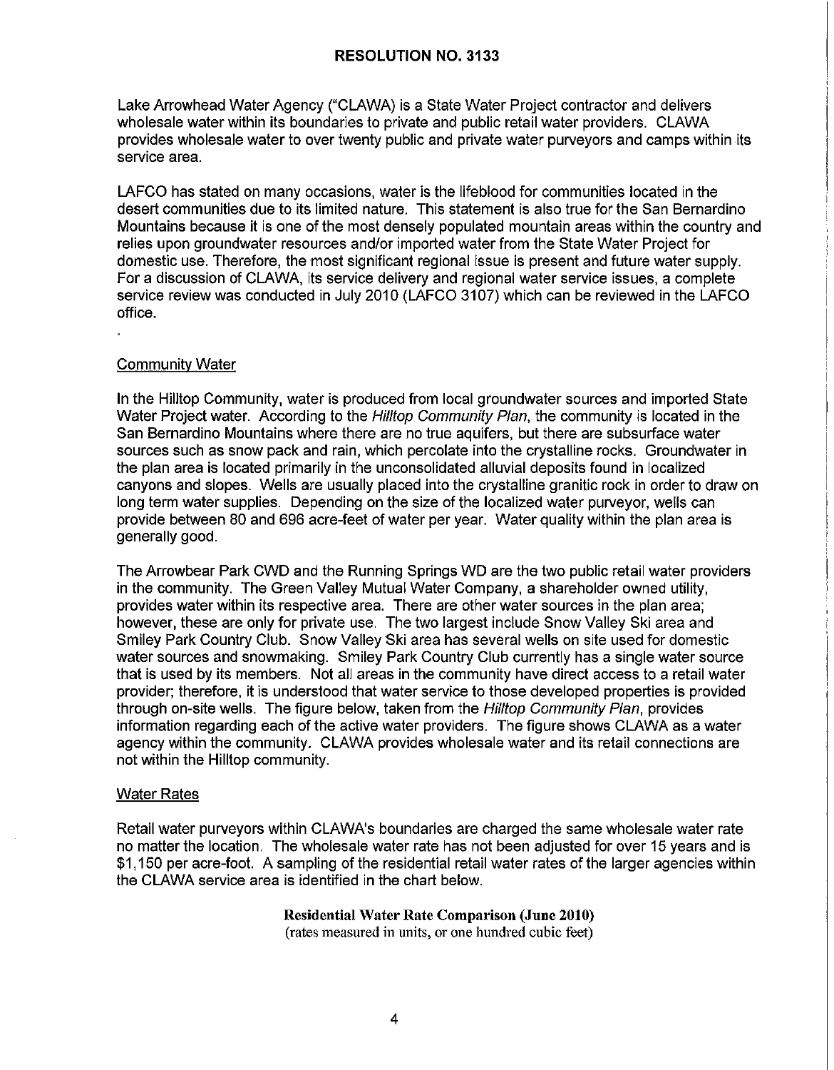Lake Arrowhead Water Agency ("CLAWA) is a State Water Project contractor and delivers wholesale water within its boundaries to private and public retail water providers. CLAWA provides wholesale water to over twenty public and private water purveyors and camps within its service area.

LAFCO has stated on many occasions, water is the lifeblood for communities located in the desert communities due to its limited nature. This statement is also true for the San Bernardino Mountains because it is one of the most densely populated mountain areas within the country and relies upon groundwater resources and/or imported water from the State Water Project for domestic use. Therefore, the most significant regional issue is present and future water supply. For a discussion of CLAWA, its service delivery and regional water service issues, a complete service review was conducted in July 2010 (LAFCO 3107) which can be reviewed in the LAFCO office.

## Community Water

In the Hilltop Community, water is produced from local groundwater sources and imported State Water Project water. According to the *Hilltop Community Plan*, the community is located in the San Bernardino Mountains where there are no true aquifers, but there are subsurface water sources such as snow pack and rain, which percolate into the crystalline rocks. Groundwater in the plan area is located primarily in the unconsolidated alluvial deposits found in localized canyons and slopes. Wells are usually placed into the crystalline granitic rock in order to draw on long term water supplies. Depending on the size of the localized water purveyor, wells can provide between 80 and 696 acre-feet of water per year. Water quality within the plan area is generally good.

The Arrowbear Park CWD and the Running Springs WD are the two public retail water providers in the community. The Green Valley Mutual Water Company, a shareholder owned utility, provides water within its respective area. There are other water sources in the plan area; however, these are only for private use. The two largest include Snow Valley Ski area and Smiley Park Country Club. Snow Valley Ski area has several wells on site used for domestic water sources and snowmaking. Smiley Park Country Club currently has a single water source that is used by its members. Not all areas in the community have direct access to a retail water provider; therefore, it is understood that water service to those developed properties is provided through on-site wells. The figure below, taken from the *Hilltop Community Plan*, provides information regarding each of the active water providers. The figure shows CLAWA as a water agency within the community. CLAWA provides wholesale water and its retail connections are not within the Hilltop community.

## Water Rates

Retail water purveyors within CLAWA's boundaries are charged the same wholesale water rate no matter the location. The wholesale water rate has not been adjusted for over 15 years and is $1,150 per acre-foot. A sampling of the residential retail water rates of the larger agencies within the CLAWA service area is identified in the chart below.

**Residential Water Rate Comparison (June 2010)**
(rates measured in units, or one hundred cubic feet)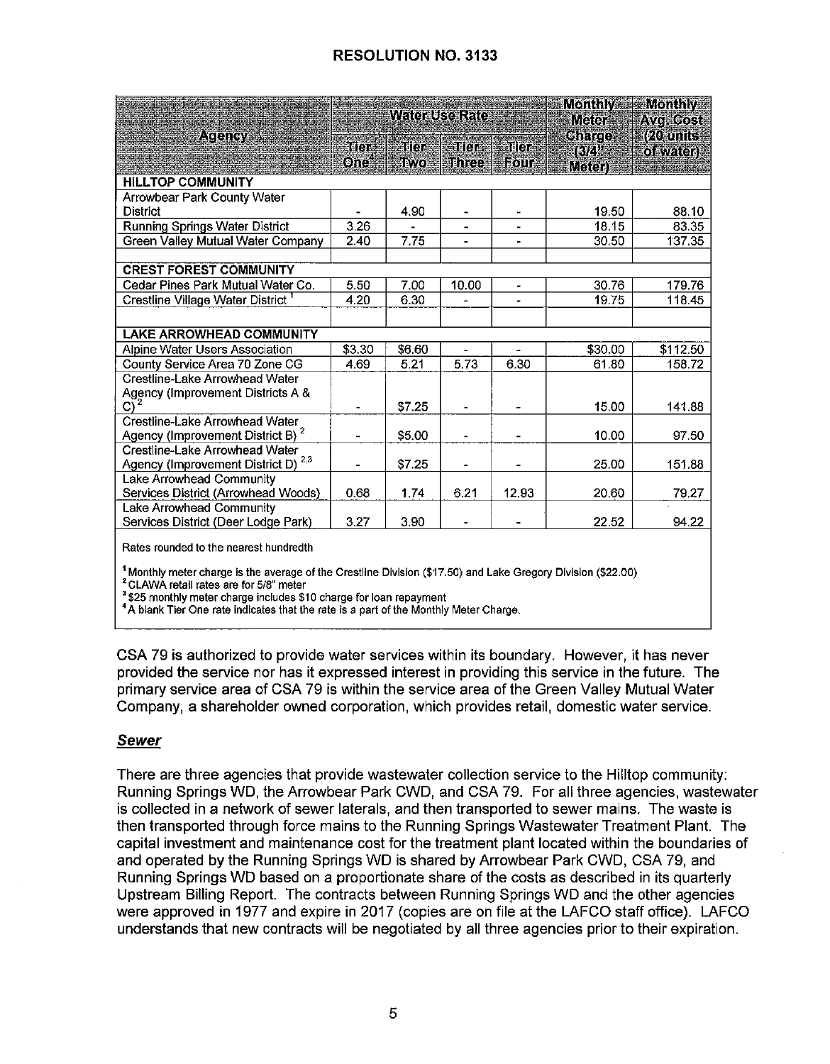## RESOLUTION NO. 3133

| Agency | Water Use Rate | | | | Monthly Meter Charge (3/4" Meter) | Monthly Avg. Cost (20 units of water) |
|---|---|---|---|---|---|---|
| | Tier One[4] | Tier Two | Tier Three | Tier Four | | |
| **HILLTOP COMMUNITY** | | | | | | |
| Arrowbear Park County Water District | - | 4.90 | - | - | 19.50 | 88.10 |
| Running Springs Water District | 3.26 | - | - | - | 18.15 | 83.35 |
| Green Valley Mutual Water Company | 2.40 | 7.75 | - | - | 30.50 | 137.35 |
| | | | | | | |
| **CREST FOREST COMMUNITY** | | | | | | |
| Cedar Pines Park Mutual Water Co. | 5.50 | 7.00 | 10.00 | - | 30.76 | 179.76 |
| Crestline Village Water District[1] | 4.20 | 6.30 | - | - | 19.75 | 118.45 |
| | | | | | | |
| **LAKE ARROWHEAD COMMUNITY** | | | | | | |
| Alpine Water Users Association | $3.30 | $6.60 | - | - | $30.00 | $112.50 |
| County Service Area 70 Zone CG | 4.69 | 5.21 | 5.73 | 6.30 | 61.80 | 158.72 |
| Crestline-Lake Arrowhead Water Agency (Improvement Districts A & C)[2] | - | $7.25 | - | - | 15.00 | 141.88 |
| Crestline-Lake Arrowhead Water Agency (Improvement District B)[2] | - | $5.00 | - | - | 10.00 | 97.50 |
| Crestline-Lake Arrowhead Water Agency (Improvement District D)[2,3] | - | $7.25 | - | - | 25.00 | 151.88 |
| Lake Arrowhead Community Services District (Arrowhead Woods) | 0.68 | 1.74 | 6.21 | 12.93 | 20.60 | 79.27 |
| Lake Arrowhead Community Services District (Deer Lodge Park) | 3.27 | 3.90 | - | - | 22.52 | 94.22 |

Rates rounded to the nearest hundredth

[1] Monthly meter charge is the average of the Crestline Division ($17.50) and Lake Gregory Division ($22.00)
[2] CLAWA retail rates are for 5/8" meter
[3] $25 monthly meter charge includes $10 charge for loan repayment
[4] A blank Tier One rate indicates that the rate is a part of the Monthly Meter Charge.

CSA 79 is authorized to provide water services within its boundary. However, it has never provided the service nor has it expressed interest in providing this service in the future. The primary service area of CSA 79 is within the service area of the Green Valley Mutual Water Company, a shareholder owned corporation, which provides retail, domestic water service.

### *Sewer*

There are three agencies that provide wastewater collection service to the Hilltop community: Running Springs WD, the Arrowbear Park CWD, and CSA 79. For all three agencies, wastewater is collected in a network of sewer laterals, and then transported to sewer mains. The waste is then transported through force mains to the Running Springs Wastewater Treatment Plant. The capital investment and maintenance cost for the treatment plant located within the boundaries of and operated by the Running Springs WD is shared by Arrowbear Park CWD, CSA 79, and Running Springs WD based on a proportionate share of the costs as described in its quarterly Upstream Billing Report. The contracts between Running Springs WD and the other agencies were approved in 1977 and expire in 2017 (copies are on file at the LAFCO staff office). LAFCO understands that new contracts will be negotiated by all three agencies prior to their expiration.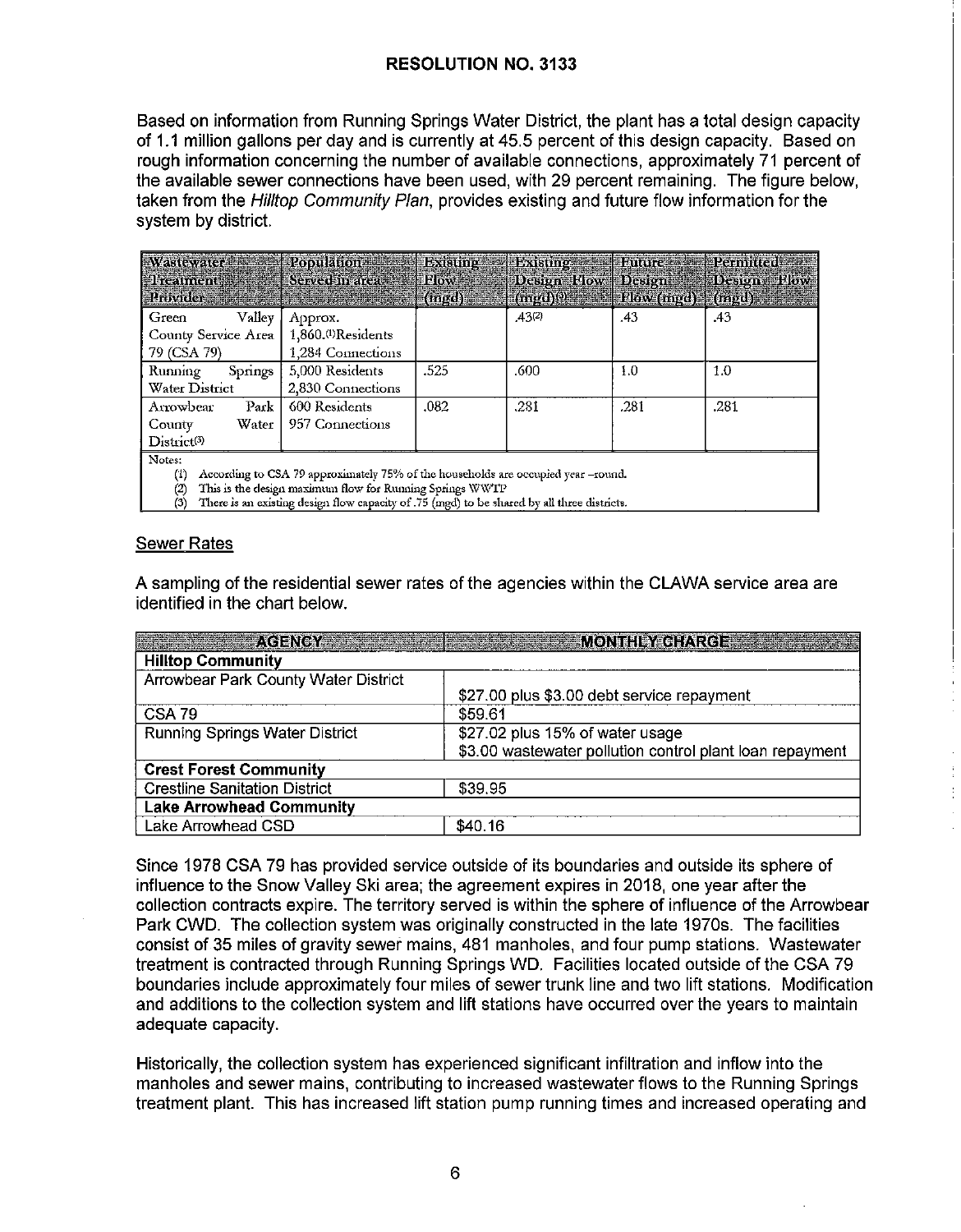# RESOLUTION NO. 3133

Based on information from Running Springs Water District, the plant has a total design capacity of 1.1 million gallons per day and is currently at 45.5 percent of this design capacity. Based on rough information concerning the number of available connections, approximately 71 percent of the available sewer connections have been used, with 29 percent remaining. The figure below, taken from the *Hilltop Community Plan*, provides existing and future flow information for the system by district.

| Wastewater Treatment Provider | Population Served in area | Existing Flow (mgd) | Existing Design Flow (mgd)[3] | Future Design Flow (mgd) | Permitted Design Flow (mgd) |
|---|---|---|---|---|---|
| Green Valley County Service Area 79 (CSA 79) | Approx. 1,860.[1]Residents 1,284 Connections | | .43[2] | .43 | .43 |
| Running Springs Water District | 5,000 Residents 2,830 Connections | .525 | .600 | 1.0 | 1.0 |
| Arrowbear Park County Water District[3] | 600 Residents 957 Connections | .082 | .281 | .281 | .281 |

Notes:
(1) According to CSA 79 approximately 75% of the households are occupied year –round.
(2) This is the design maximum flow for Running Springs WWTP
(3) There is an existing design flow capacity of .75 (mgd) to be shared by all three districts.

## Sewer Rates

A sampling of the residential sewer rates of the agencies within the CLAWA service area are identified in the chart below.

| AGENCY | MONTHLY CHARGE |
|---|---|
| **Hilltop Community** | |
| Arrowbear Park County Water District | $27.00 plus $3.00 debt service repayment |
| CSA 79 | $59.61 |
| Running Springs Water District | $27.02 plus 15% of water usage<br>$3.00 wastewater pollution control plant loan repayment |
| **Crest Forest Community** | |
| Crestline Sanitation District | $39.95 |
| **Lake Arrowhead Community** | |
| Lake Arrowhead CSD | $40.16 |

Since 1978 CSA 79 has provided service outside of its boundaries and outside its sphere of influence to the Snow Valley Ski area; the agreement expires in 2018, one year after the collection contracts expire. The territory served is within the sphere of influence of the Arrowbear Park CWD. The collection system was originally constructed in the late 1970s. The facilities consist of 35 miles of gravity sewer mains, 481 manholes, and four pump stations. Wastewater treatment is contracted through Running Springs WD. Facilities located outside of the CSA 79 boundaries include approximately four miles of sewer trunk line and two lift stations. Modification and additions to the collection system and lift stations have occurred over the years to maintain adequate capacity.

Historically, the collection system has experienced significant infiltration and inflow into the manholes and sewer mains, contributing to increased wastewater flows to the Running Springs treatment plant. This has increased lift station pump running times and increased operating and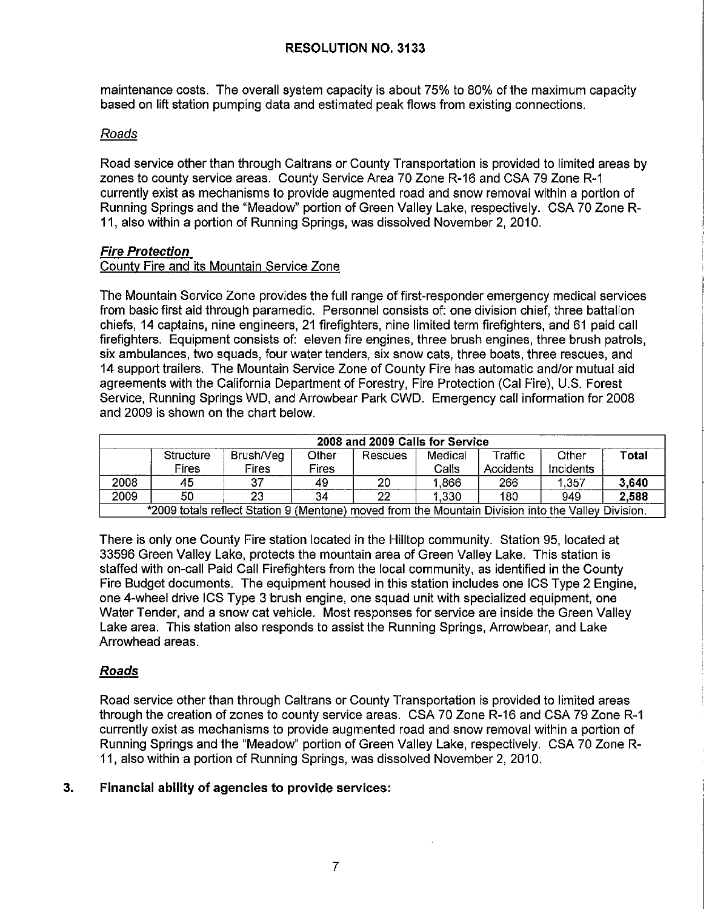maintenance costs. The overall system capacity is about 75% to 80% of the maximum capacity based on lift station pumping data and estimated peak flows from existing connections.

*Roads*

Road service other than through Caltrans or County Transportation is provided to limited areas by zones to county service areas. County Service Area 70 Zone R-16 and CSA 79 Zone R-1 currently exist as mechanisms to provide augmented road and snow removal within a portion of Running Springs and the "Meadow" portion of Green Valley Lake, respectively. CSA 70 Zone R-11, also within a portion of Running Springs, was dissolved November 2, 2010.

***Fire Protection***

County Fire and its Mountain Service Zone

The Mountain Service Zone provides the full range of first-responder emergency medical services from basic first aid through paramedic. Personnel consists of: one division chief, three battalion chiefs, 14 captains, nine engineers, 21 firefighters, nine limited term firefighters, and 61 paid call firefighters. Equipment consists of: eleven fire engines, three brush engines, three brush patrols, six ambulances, two squads, four water tenders, six snow cats, three boats, three rescues, and 14 support trailers. The Mountain Service Zone of County Fire has automatic and/or mutual aid agreements with the California Department of Forestry, Fire Protection (Cal Fire), U.S. Forest Service, Running Springs WD, and Arrowbear Park CWD. Emergency call information for 2008 and 2009 is shown on the chart below.

| 2008 and 2009 Calls for Service | | | | | | | | |
|---|---|---|---|---|---|---|---|---|
| | Structure Fires | Brush/Veg Fires | Other Fires | Rescues | Medical Calls | Traffic Accidents | Other Incidents | **Total** |
| 2008 | 45 | 37 | 49 | 20 | 1,866 | 266 | 1,357 | **3,640** |
| 2009 | 50 | 23 | 34 | 22 | 1,330 | 180 | 949 | **2,588** |
| *2009 totals reflect Station 9 (Mentone) moved from the Mountain Division into the Valley Division. | | | | | | | | |

There is only one County Fire station located in the Hilltop community. Station 95, located at 33596 Green Valley Lake, protects the mountain area of Green Valley Lake. This station is staffed with on-call Paid Call Firefighters from the local community, as identified in the County Fire Budget documents. The equipment housed in this station includes one ICS Type 2 Engine, one 4-wheel drive ICS Type 3 brush engine, one squad unit with specialized equipment, one Water Tender, and a snow cat vehicle. Most responses for service are inside the Green Valley Lake area. This station also responds to assist the Running Springs, Arrowbear, and Lake Arrowhead areas.

***Roads***

Road service other than through Caltrans or County Transportation is provided to limited areas through the creation of zones to county service areas. CSA 70 Zone R-16 and CSA 79 Zone R-1 currently exist as mechanisms to provide augmented road and snow removal within a portion of Running Springs and the "Meadow" portion of Green Valley Lake, respectively. CSA 70 Zone R-11, also within a portion of Running Springs, was dissolved November 2, 2010.

**3. Financial ability of agencies to provide services:**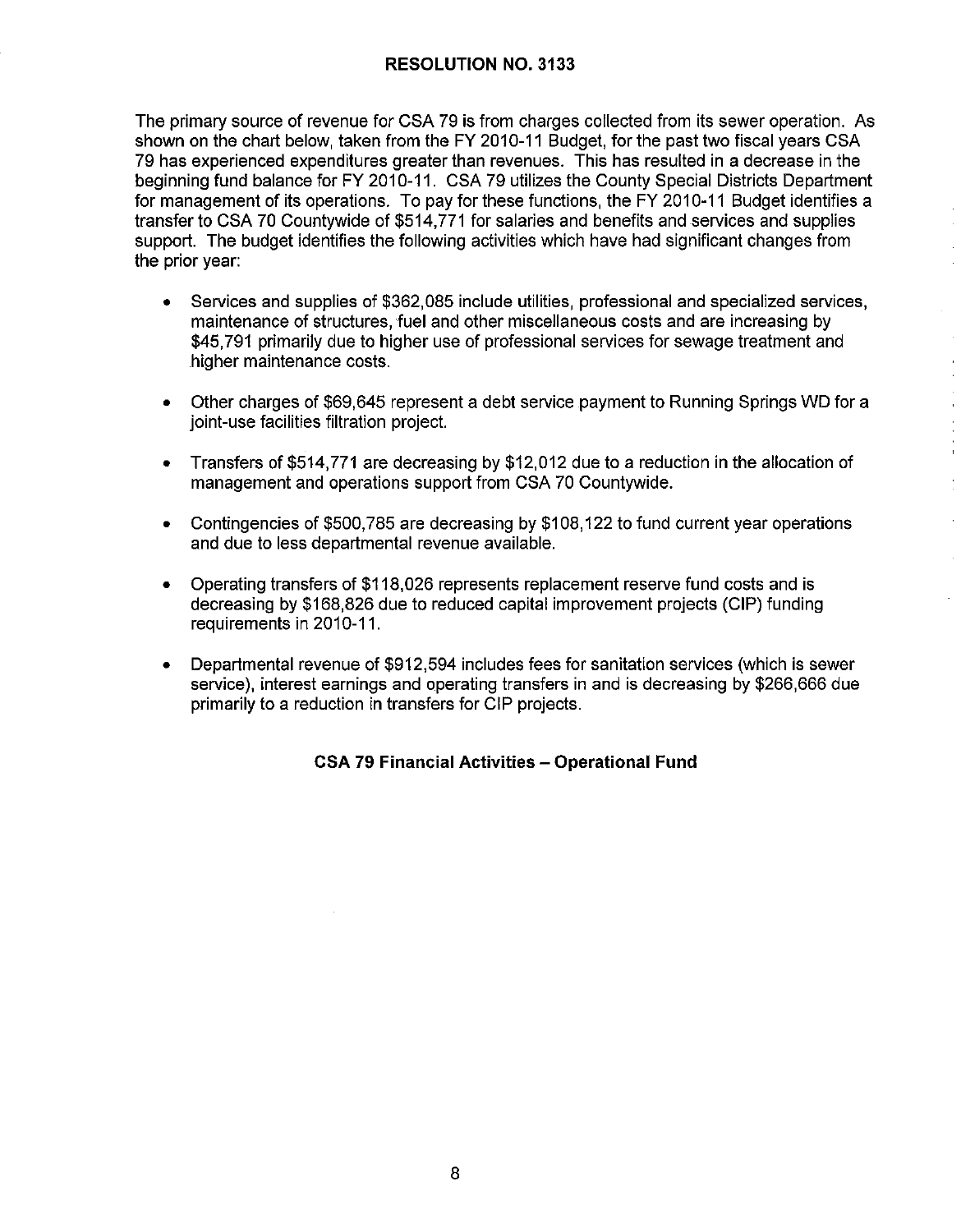**RESOLUTION NO. 3133**

The primary source of revenue for CSA 79 is from charges collected from its sewer operation. As shown on the chart below, taken from the FY 2010-11 Budget, for the past two fiscal years CSA 79 has experienced expenditures greater than revenues. This has resulted in a decrease in the beginning fund balance for FY 2010-11. CSA 79 utilizes the County Special Districts Department for management of its operations. To pay for these functions, the FY 2010-11 Budget identifies a transfer to CSA 70 Countywide of $514,771 for salaries and benefits and services and supplies support. The budget identifies the following activities which have had significant changes from the prior year:

- Services and supplies of $362,085 include utilities, professional and specialized services, maintenance of structures, fuel and other miscellaneous costs and are increasing by $45,791 primarily due to higher use of professional services for sewage treatment and higher maintenance costs.

- Other charges of $69,645 represent a debt service payment to Running Springs WD for a joint-use facilities filtration project.

- Transfers of $514,771 are decreasing by $12,012 due to a reduction in the allocation of management and operations support from CSA 70 Countywide.

- Contingencies of $500,785 are decreasing by $108,122 to fund current year operations and due to less departmental revenue available.

- Operating transfers of $118,026 represents replacement reserve fund costs and is decreasing by $168,826 due to reduced capital improvement projects (CIP) funding requirements in 2010-11.

- Departmental revenue of $912,594 includes fees for sanitation services (which is sewer service), interest earnings and operating transfers in and is decreasing by $266,666 due primarily to a reduction in transfers for CIP projects.

**CSA 79 Financial Activities – Operational Fund**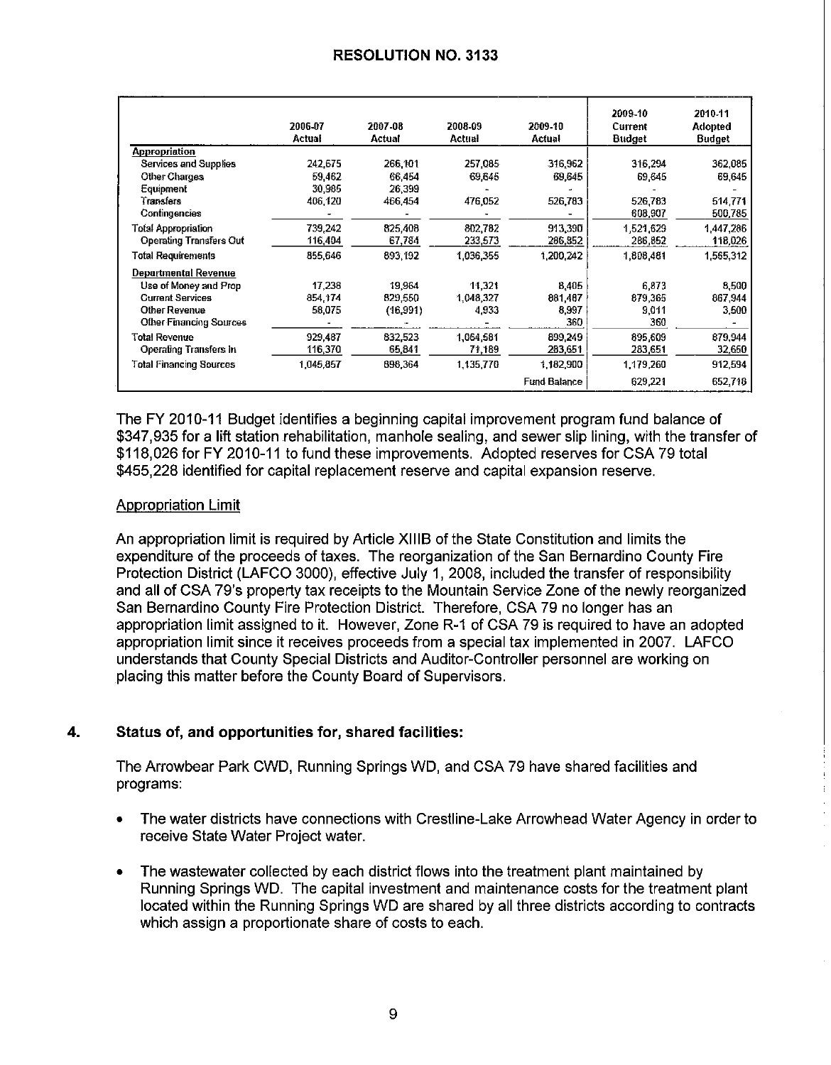## RESOLUTION NO. 3133

| | 2006-07 Actual | 2007-08 Actual | 2008-09 Actual | 2009-10 Actual | 2009-10 Current Budget | 2010-11 Adopted Budget |
|---|---|---|---|---|---|---|
| **Appropriation** | | | | | | |
| Services and Supplies | 242,675 | 266,101 | 257,085 | 316,962 | 316,294 | 362,085 |
| Other Charges | 59,462 | 66,454 | 69,645 | 69,645 | 69,645 | 69,645 |
| Equipment | 30,985 | 26,399 | - | - | - | - |
| Transfers | 406,120 | 466,454 | 476,052 | 526,783 | 526,783 | 514,771 |
| Contingencies | - | - | - | - | 608,907 | 500,785 |
| Total Appropriation | 739,242 | 825,408 | 802,782 | 913,390 | 1,521,629 | 1,447,286 |
| Operating Transfers Out | 116,404 | 67,784 | 233,573 | 286,852 | 286,852 | 118,026 |
| Total Requirements | 855,646 | 893,192 | 1,036,355 | 1,200,242 | 1,808,481 | 1,565,312 |
| **Departmental Revenue** | | | | | | |
| Use of Money and Prop | 17,238 | 19,964 | 11,321 | 8,405 | 6,873 | 8,500 |
| Current Services | 854,174 | 829,550 | 1,048,327 | 881,487 | 879,365 | 867,944 |
| Other Revenue | 58,075 | (16,991) | 4,933 | 8,997 | 9,011 | 3,500 |
| Other Financing Sources | - | - | - | 360 | 360 | - |
| Total Revenue | 929,487 | 832,523 | 1,064,581 | 899,249 | 895,609 | 879,944 |
| Operating Transfers In | 116,370 | 65,841 | 71,189 | 283,651 | 283,651 | 32,650 |
| Total Financing Sources | 1,045,857 | 898,364 | 1,135,770 | 1,182,900 | 1,179,260 | 912,594 |
| | | | | Fund Balance | 629,221 | 652,718 |

The FY 2010-11 Budget identifies a beginning capital improvement program fund balance of $347,935 for a lift station rehabilitation, manhole sealing, and sewer slip lining, with the transfer of $118,026 for FY 2010-11 to fund these improvements. Adopted reserves for CSA 79 total $455,228 identified for capital replacement reserve and capital expansion reserve.

Appropriation Limit

An appropriation limit is required by Article XIIIB of the State Constitution and limits the expenditure of the proceeds of taxes. The reorganization of the San Bernardino County Fire Protection District (LAFCO 3000), effective July 1, 2008, included the transfer of responsibility and all of CSA 79's property tax receipts to the Mountain Service Zone of the newly reorganized San Bernardino County Fire Protection District. Therefore, CSA 79 no longer has an appropriation limit assigned to it. However, Zone R-1 of CSA 79 is required to have an adopted appropriation limit since it receives proceeds from a special tax implemented in 2007. LAFCO understands that County Special Districts and Auditor-Controller personnel are working on placing this matter before the County Board of Supervisors.

**4. Status of, and opportunities for, shared facilities:**

The Arrowbear Park CWD, Running Springs WD, and CSA 79 have shared facilities and programs:

- The water districts have connections with Crestline-Lake Arrowhead Water Agency in order to receive State Water Project water.
- The wastewater collected by each district flows into the treatment plant maintained by Running Springs WD. The capital investment and maintenance costs for the treatment plant located within the Running Springs WD are shared by all three districts according to contracts which assign a proportionate share of costs to each.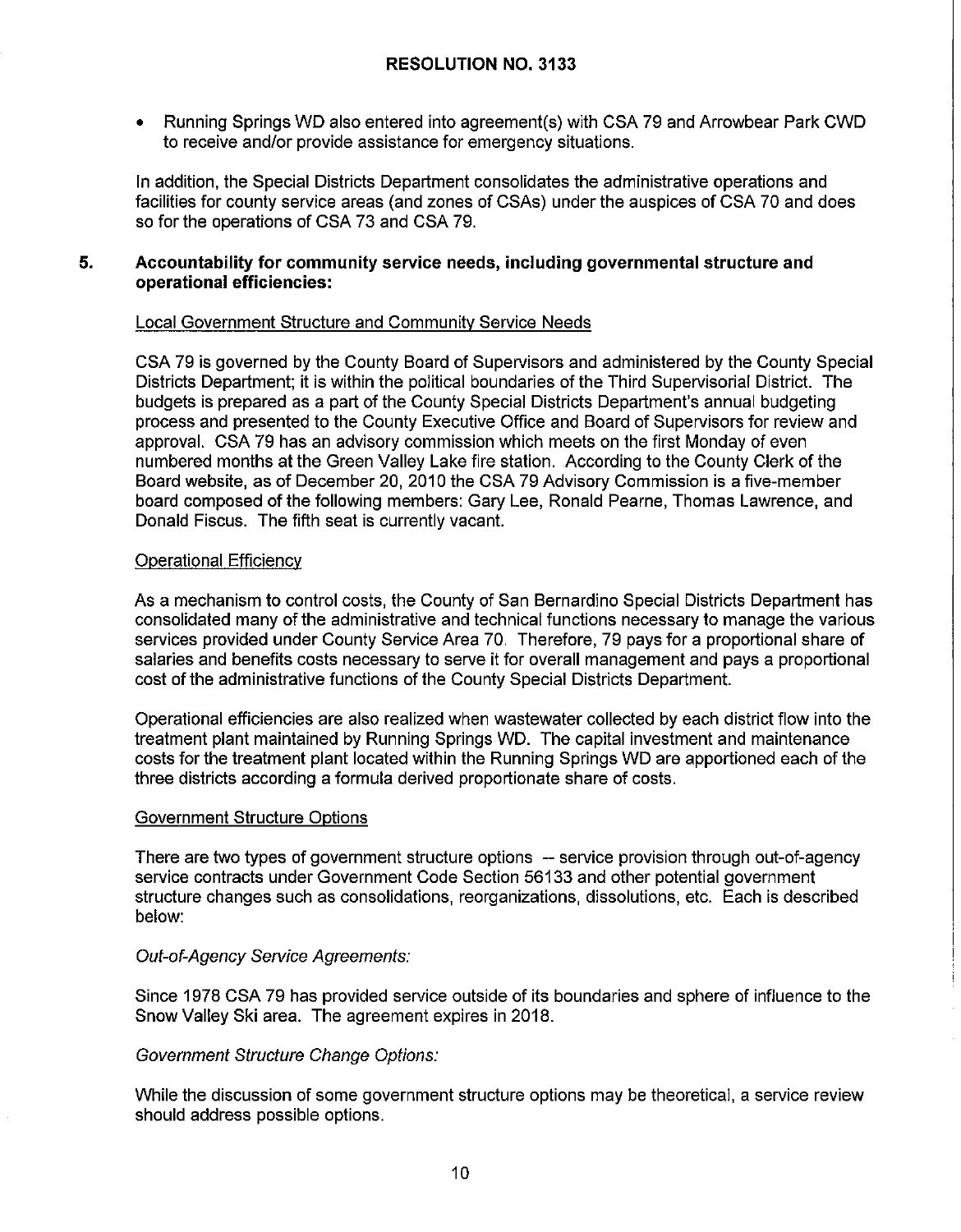- Running Springs WD also entered into agreement(s) with CSA 79 and Arrowbear Park CWD to receive and/or provide assistance for emergency situations.

In addition, the Special Districts Department consolidates the administrative operations and facilities for county service areas (and zones of CSAs) under the auspices of CSA 70 and does so for the operations of CSA 73 and CSA 79.

## 5. Accountability for community service needs, including governmental structure and operational efficiencies:

Local Government Structure and Community Service Needs

CSA 79 is governed by the County Board of Supervisors and administered by the County Special Districts Department; it is within the political boundaries of the Third Supervisorial District. The budgets is prepared as a part of the County Special Districts Department's annual budgeting process and presented to the County Executive Office and Board of Supervisors for review and approval. CSA 79 has an advisory commission which meets on the first Monday of even numbered months at the Green Valley Lake fire station. According to the County Clerk of the Board website, as of December 20, 2010 the CSA 79 Advisory Commission is a five-member board composed of the following members: Gary Lee, Ronald Pearne, Thomas Lawrence, and Donald Fiscus. The fifth seat is currently vacant.

Operational Efficiency

As a mechanism to control costs, the County of San Bernardino Special Districts Department has consolidated many of the administrative and technical functions necessary to manage the various services provided under County Service Area 70. Therefore, 79 pays for a proportional share of salaries and benefits costs necessary to serve it for overall management and pays a proportional cost of the administrative functions of the County Special Districts Department.

Operational efficiencies are also realized when wastewater collected by each district flow into the treatment plant maintained by Running Springs WD. The capital investment and maintenance costs for the treatment plant located within the Running Springs WD are apportioned each of the three districts according a formula derived proportionate share of costs.

Government Structure Options

There are two types of government structure options -- service provision through out-of-agency service contracts under Government Code Section 56133 and other potential government structure changes such as consolidations, reorganizations, dissolutions, etc. Each is described below:

*Out-of-Agency Service Agreements:*

Since 1978 CSA 79 has provided service outside of its boundaries and sphere of influence to the Snow Valley Ski area. The agreement expires in 2018.

*Government Structure Change Options:*

While the discussion of some government structure options may be theoretical, a service review should address possible options.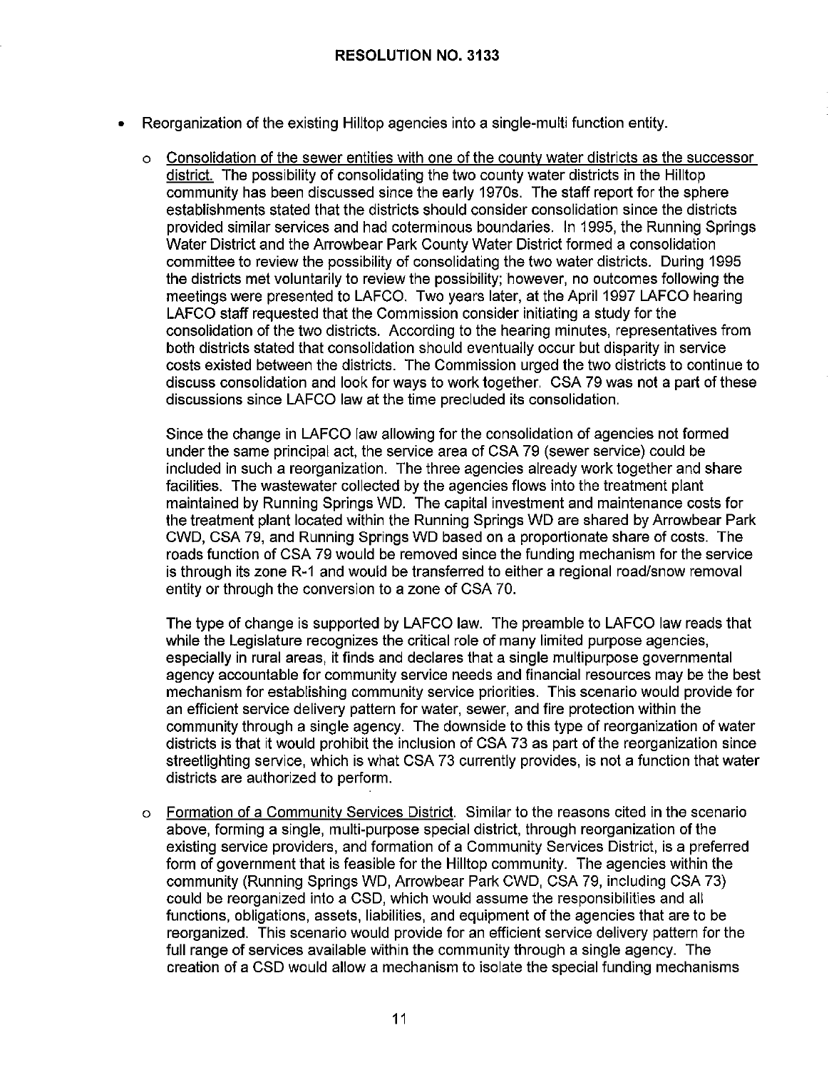**RESOLUTION NO. 3133**

- Reorganization of the existing Hilltop agencies into a single-multi function entity.

  - Consolidation of the sewer entities with one of the county water districts as the successor district. The possibility of consolidating the two county water districts in the Hilltop community has been discussed since the early 1970s. The staff report for the sphere establishments stated that the districts should consider consolidation since the districts provided similar services and had coterminous boundaries. In 1995, the Running Springs Water District and the Arrowbear Park County Water District formed a consolidation committee to review the possibility of consolidating the two water districts. During 1995 the districts met voluntarily to review the possibility; however, no outcomes following the meetings were presented to LAFCO. Two years later, at the April 1997 LAFCO hearing LAFCO staff requested that the Commission consider initiating a study for the consolidation of the two districts. According to the hearing minutes, representatives from both districts stated that consolidation should eventually occur but disparity in service costs existed between the districts. The Commission urged the two districts to continue to discuss consolidation and look for ways to work together. CSA 79 was not a part of these discussions since LAFCO law at the time precluded its consolidation.

    Since the change in LAFCO law allowing for the consolidation of agencies not formed under the same principal act, the service area of CSA 79 (sewer service) could be included in such a reorganization. The three agencies already work together and share facilities. The wastewater collected by the agencies flows into the treatment plant maintained by Running Springs WD. The capital investment and maintenance costs for the treatment plant located within the Running Springs WD are shared by Arrowbear Park CWD, CSA 79, and Running Springs WD based on a proportionate share of costs. The roads function of CSA 79 would be removed since the funding mechanism for the service is through its zone R-1 and would be transferred to either a regional road/snow removal entity or through the conversion to a zone of CSA 70.

    The type of change is supported by LAFCO law. The preamble to LAFCO law reads that while the Legislature recognizes the critical role of many limited purpose agencies, especially in rural areas, it finds and declares that a single multipurpose governmental agency accountable for community service needs and financial resources may be the best mechanism for establishing community service priorities. This scenario would provide for an efficient service delivery pattern for water, sewer, and fire protection within the community through a single agency. The downside to this type of reorganization of water districts is that it would prohibit the inclusion of CSA 73 as part of the reorganization since streetlighting service, which is what CSA 73 currently provides, is not a function that water districts are authorized to perform.

  - Formation of a Community Services District. Similar to the reasons cited in the scenario above, forming a single, multi-purpose special district, through reorganization of the existing service providers, and formation of a Community Services District, is a preferred form of government that is feasible for the Hilltop community. The agencies within the community (Running Springs WD, Arrowbear Park CWD, CSA 79, including CSA 73) could be reorganized into a CSD, which would assume the responsibilities and all functions, obligations, assets, liabilities, and equipment of the agencies that are to be reorganized. This scenario would provide for an efficient service delivery pattern for the full range of services available within the community through a single agency. The creation of a CSD would allow a mechanism to isolate the special funding mechanisms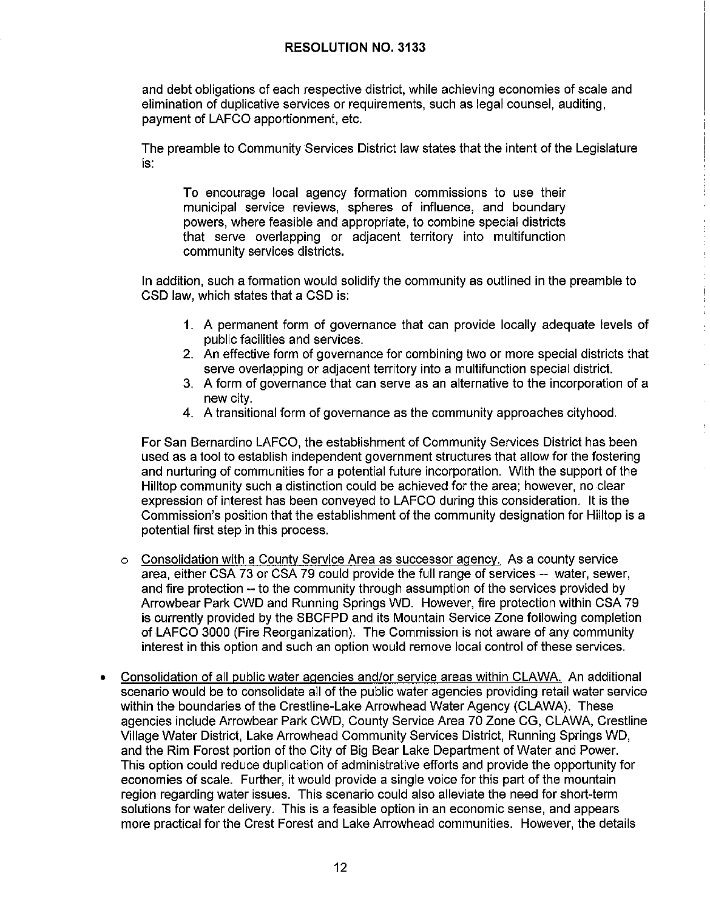## RESOLUTION NO. 3133

and debt obligations of each respective district, while achieving economies of scale and elimination of duplicative services or requirements, such as legal counsel, auditing, payment of LAFCO apportionment, etc.

The preamble to Community Services District law states that the intent of the Legislature is:

> To encourage local agency formation commissions to use their municipal service reviews, spheres of influence, and boundary powers, where feasible and appropriate, to combine special districts that serve overlapping or adjacent territory into multifunction community services districts.

In addition, such a formation would solidify the community as outlined in the preamble to CSD law, which states that a CSD is:

1. A permanent form of governance that can provide locally adequate levels of public facilities and services.
2. An effective form of governance for combining two or more special districts that serve overlapping or adjacent territory into a multifunction special district.
3. A form of governance that can serve as an alternative to the incorporation of a new city.
4. A transitional form of governance as the community approaches cityhood.

For San Bernardino LAFCO, the establishment of Community Services District has been used as a tool to establish independent government structures that allow for the fostering and nurturing of communities for a potential future incorporation. With the support of the Hilltop community such a distinction could be achieved for the area; however, no clear expression of interest has been conveyed to LAFCO during this consideration. It is the Commission's position that the establishment of the community designation for Hilltop is a potential first step in this process.

- Consolidation with a County Service Area as successor agency. As a county service area, either CSA 73 or CSA 79 could provide the full range of services -- water, sewer, and fire protection -- to the community through assumption of the services provided by Arrowbear Park CWD and Running Springs WD. However, fire protection within CSA 79 is currently provided by the SBCFPD and its Mountain Service Zone following completion of LAFCO 3000 (Fire Reorganization). The Commission is not aware of any community interest in this option and such an option would remove local control of these services.

- Consolidation of all public water agencies and/or service areas within CLAWA. An additional scenario would be to consolidate all of the public water agencies providing retail water service within the boundaries of the Crestline-Lake Arrowhead Water Agency (CLAWA). These agencies include Arrowbear Park CWD, County Service Area 70 Zone CG, CLAWA, Crestline Village Water District, Lake Arrowhead Community Services District, Running Springs WD, and the Rim Forest portion of the City of Big Bear Lake Department of Water and Power. This option could reduce duplication of administrative efforts and provide the opportunity for economies of scale. Further, it would provide a single voice for this part of the mountain region regarding water issues. This scenario could also alleviate the need for short-term solutions for water delivery. This is a feasible option in an economic sense, and appears more practical for the Crest Forest and Lake Arrowhead communities. However, the details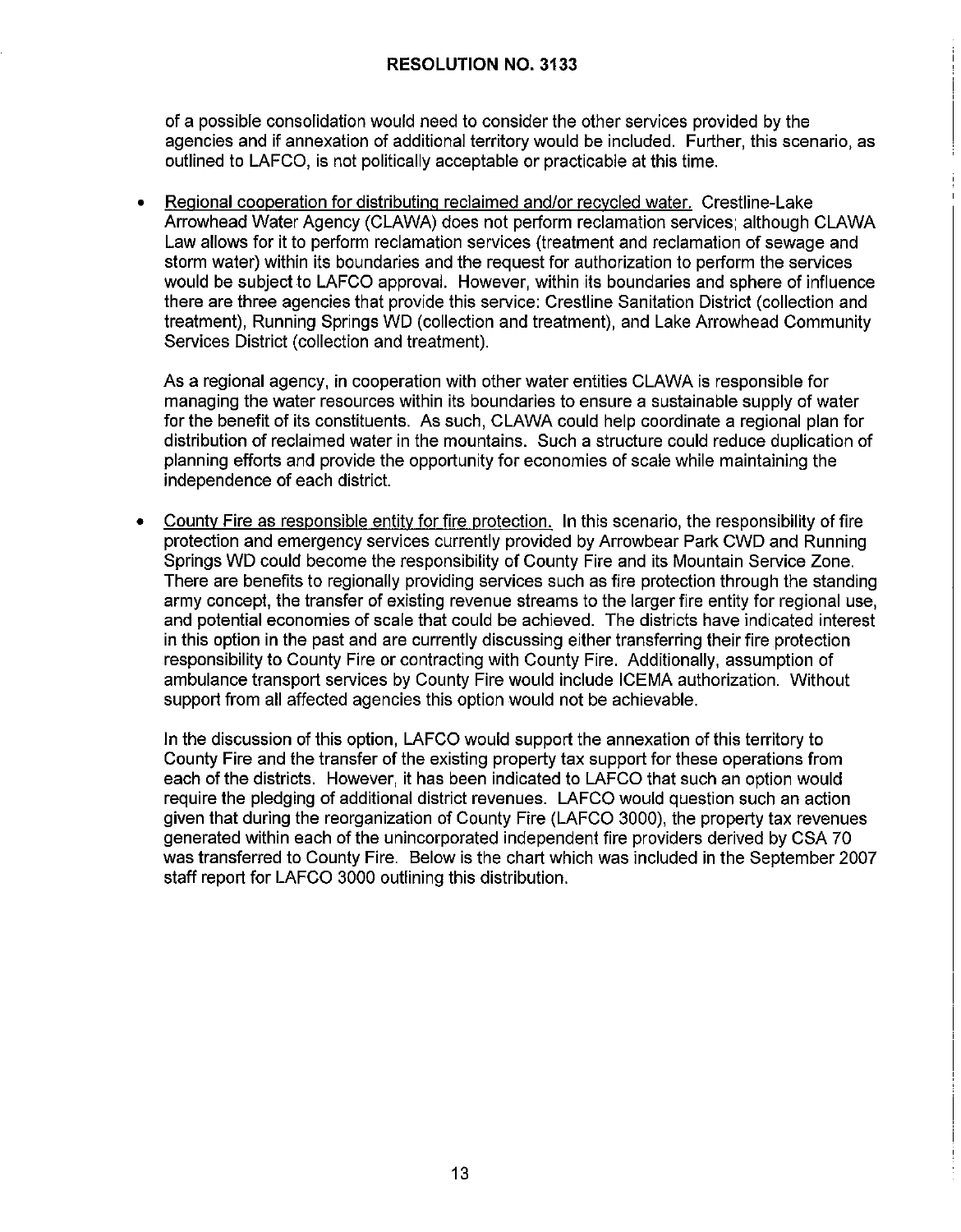of a possible consolidation would need to consider the other services provided by the agencies and if annexation of additional territory would be included. Further, this scenario, as outlined to LAFCO, is not politically acceptable or practicable at this time.

- Regional cooperation for distributing reclaimed and/or recycled water. Crestline-Lake Arrowhead Water Agency (CLAWA) does not perform reclamation services; although CLAWA Law allows for it to perform reclamation services (treatment and reclamation of sewage and storm water) within its boundaries and the request for authorization to perform the services would be subject to LAFCO approval. However, within its boundaries and sphere of influence there are three agencies that provide this service: Crestline Sanitation District (collection and treatment), Running Springs WD (collection and treatment), and Lake Arrowhead Community Services District (collection and treatment).

  As a regional agency, in cooperation with other water entities CLAWA is responsible for managing the water resources within its boundaries to ensure a sustainable supply of water for the benefit of its constituents. As such, CLAWA could help coordinate a regional plan for distribution of reclaimed water in the mountains. Such a structure could reduce duplication of planning efforts and provide the opportunity for economies of scale while maintaining the independence of each district.

- County Fire as responsible entity for fire protection. In this scenario, the responsibility of fire protection and emergency services currently provided by Arrowbear Park CWD and Running Springs WD could become the responsibility of County Fire and its Mountain Service Zone. There are benefits to regionally providing services such as fire protection through the standing army concept, the transfer of existing revenue streams to the larger fire entity for regional use, and potential economies of scale that could be achieved. The districts have indicated interest in this option in the past and are currently discussing either transferring their fire protection responsibility to County Fire or contracting with County Fire. Additionally, assumption of ambulance transport services by County Fire would include ICEMA authorization. Without support from all affected agencies this option would not be achievable.

  In the discussion of this option, LAFCO would support the annexation of this territory to County Fire and the transfer of the existing property tax support for these operations from each of the districts. However, it has been indicated to LAFCO that such an option would require the pledging of additional district revenues. LAFCO would question such an action given that during the reorganization of County Fire (LAFCO 3000), the property tax revenues generated within each of the unincorporated independent fire providers derived by CSA 70 was transferred to County Fire. Below is the chart which was included in the September 2007 staff report for LAFCO 3000 outlining this distribution.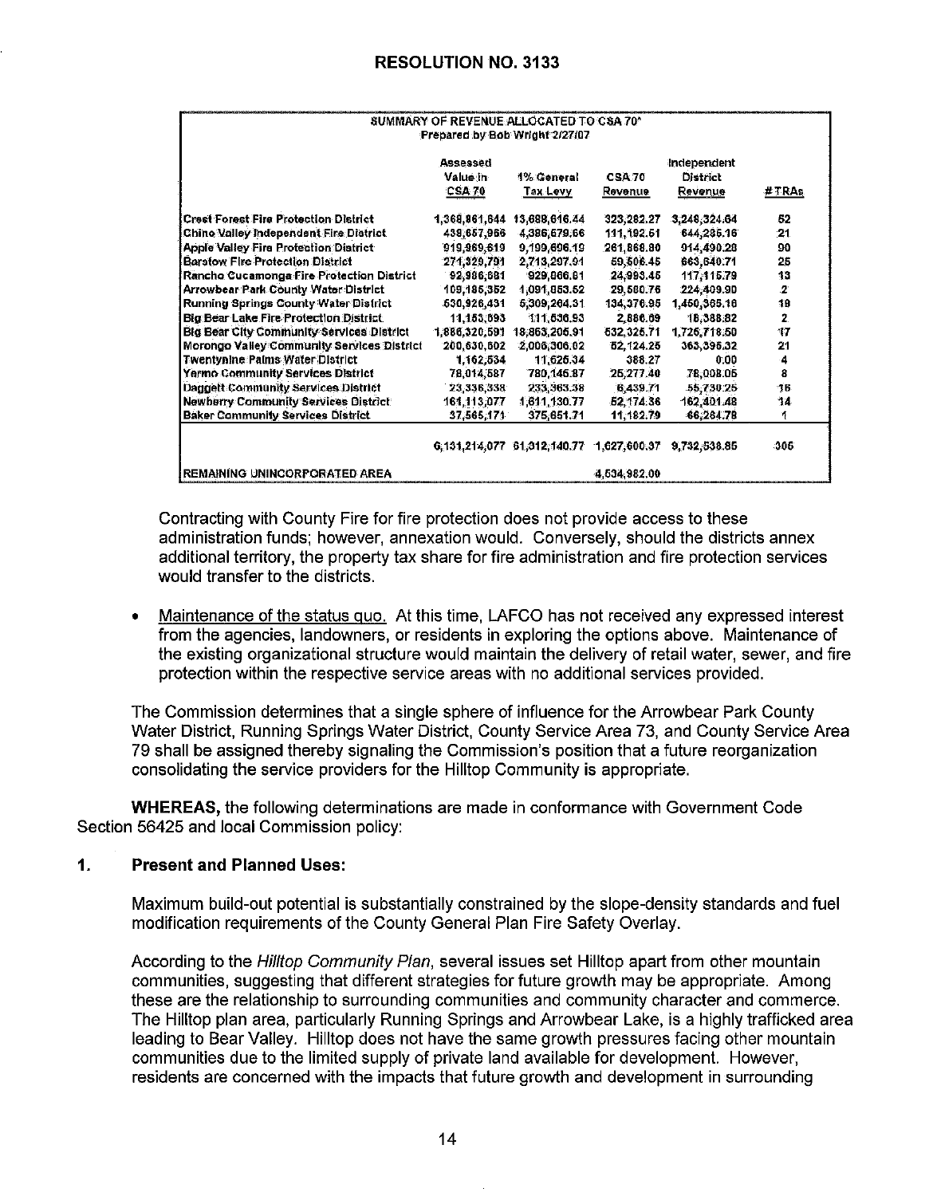# RESOLUTION NO. 3133

| SUMMARY OF REVENUE ALLOCATED TO CSA 70* Prepared by Bob Wright 2/27/07 | | | | | |
|---|---|---|---|---|---|
| | Assessed Value in CSA 70 | 1% General Tax Levy | CSA 70 Revenue | Independent District Revenue | # TRAs |
| Crest Forest Fire Protection District | 1,368,861,644 | 13,688,616.44 | 323,282.27 | 3,248,324.64 | 52 |
| Chino Valley Independent Fire District | 438,657,966 | 4,386,579.66 | 111,192.61 | 644,285.16 | 21 |
| Apple Valley Fire Protection District | 919,969,619 | 9,199,696.19 | 261,868.80 | 914,490.28 | 90 |
| Barstow Fire Protection District | 271,329,791 | 2,713,297.91 | 59,506.45 | 663,640.71 | 25 |
| Rancho Cucamonga Fire Protection District | 92,986,681 | 929,866.81 | 24,993.45 | 117,115.79 | 13 |
| Arrowbear Park County Water District | 109,185,352 | 1,091,853.52 | 29,580.76 | 224,409.90 | 2 |
| Running Springs County Water District | 530,926,431 | 5,309,264.31 | 134,376.95 | 1,450,365.16 | 19 |
| Big Bear Lake Fire Protection District | 11,153,593 | 111,535.93 | 2,886.09 | 18,388.82 | 2 |
| Big Bear City Community Services District | 1,886,320,591 | 18,863,205.91 | 532,325.71 | 1,726,718.50 | 17 |
| Morongo Valley Community Services District | 200,630,602 | 2,006,306.02 | 52,124.25 | 363,395.32 | 21 |
| Twentynine Palms Water District | 1,162,534 | 11,625.34 | 388.27 | 0.00 | 4 |
| Yermo Community Services District | 78,014,587 | 780,145.87 | 25,277.40 | 78,008.05 | 8 |
| Daggett Community Services District | 23,336,338 | 233,363.38 | 6,439.71 | 55,730.25 | 16 |
| Newberry Community Services District | 161,113,077 | 1,611,130.77 | 52,174.36 | 162,401.48 | 14 |
| Baker Community Services District | 37,565,171 | 375,651.71 | 11,182.79 | 66,264.78 | 1 |
| | 6,131,214,077 | 61,312,140.77 | 1,627,600.37 | 9,732,538.85 | 305 |
| REMAINING UNINCORPORATED AREA | | | 4,534,982.00 | | |

Contracting with County Fire for fire protection does not provide access to these administration funds; however, annexation would. Conversely, should the districts annex additional territory, the property tax share for fire administration and fire protection services would transfer to the districts.

- Maintenance of the status quo. At this time, LAFCO has not received any expressed interest from the agencies, landowners, or residents in exploring the options above. Maintenance of the existing organizational structure would maintain the delivery of retail water, sewer, and fire protection within the respective service areas with no additional services provided.

The Commission determines that a single sphere of influence for the Arrowbear Park County Water District, Running Springs Water District, County Service Area 73, and County Service Area 79 shall be assigned thereby signaling the Commission's position that a future reorganization consolidating the service providers for the Hilltop Community is appropriate.

**WHEREAS,** the following determinations are made in conformance with Government Code Section 56425 and local Commission policy:

**1. Present and Planned Uses:**

Maximum build-out potential is substantially constrained by the slope-density standards and fuel modification requirements of the County General Plan Fire Safety Overlay.

According to the *Hilltop Community Plan*, several issues set Hilltop apart from other mountain communities, suggesting that different strategies for future growth may be appropriate. Among these are the relationship to surrounding communities and community character and commerce. The Hilltop plan area, particularly Running Springs and Arrowbear Lake, is a highly trafficked area leading to Bear Valley. Hilltop does not have the same growth pressures facing other mountain communities due to the limited supply of private land available for development. However, residents are concerned with the impacts that future growth and development in surrounding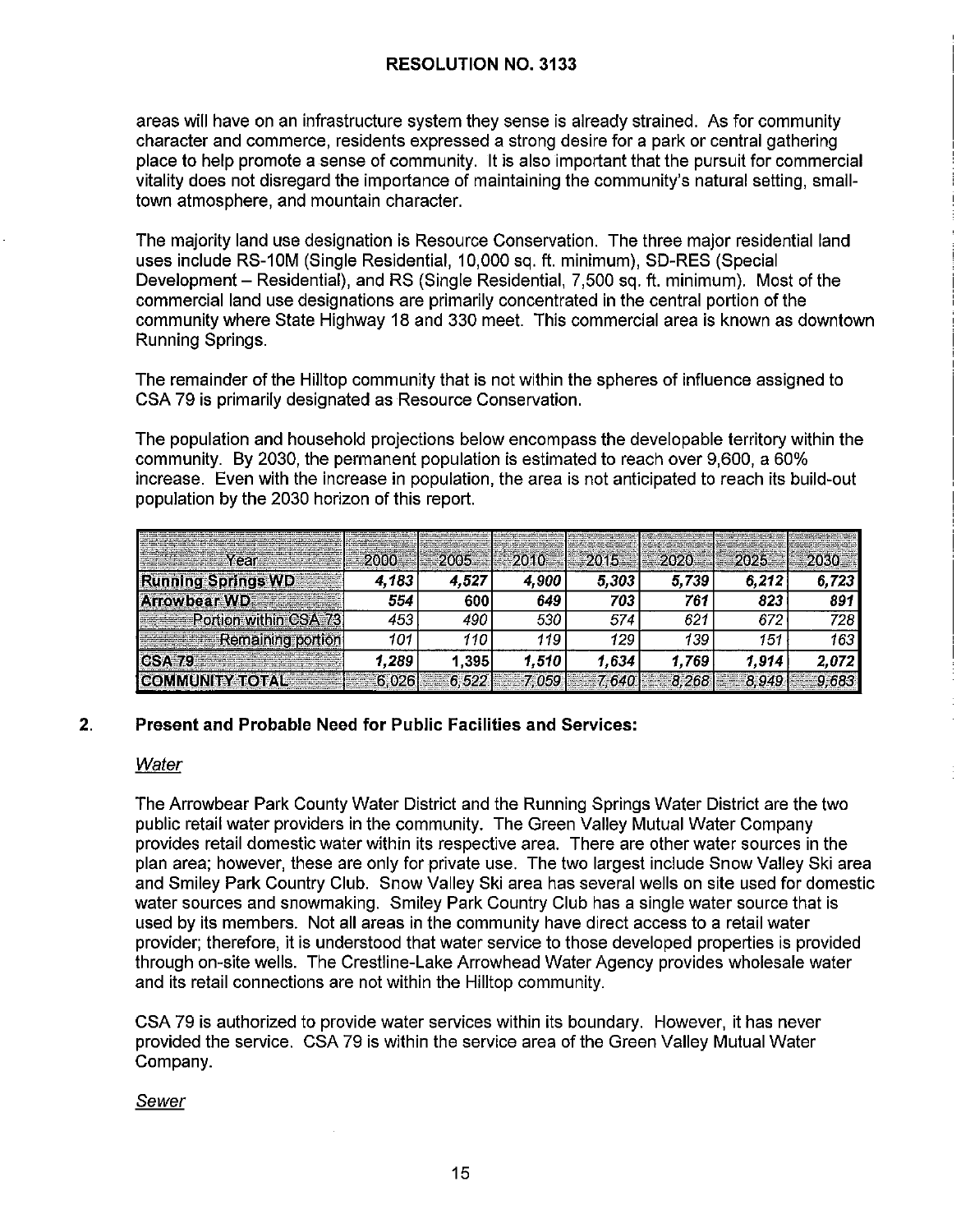# RESOLUTION NO. 3133

areas will have on an infrastructure system they sense is already strained. As for community character and commerce, residents expressed a strong desire for a park or central gathering place to help promote a sense of community. It is also important that the pursuit for commercial vitality does not disregard the importance of maintaining the community's natural setting, small-town atmosphere, and mountain character.

The majority land use designation is Resource Conservation. The three major residential land uses include RS-10M (Single Residential, 10,000 sq. ft. minimum), SD-RES (Special Development – Residential), and RS (Single Residential, 7,500 sq. ft. minimum). Most of the commercial land use designations are primarily concentrated in the central portion of the community where State Highway 18 and 330 meet. This commercial area is known as downtown Running Springs.

The remainder of the Hilltop community that is not within the spheres of influence assigned to CSA 79 is primarily designated as Resource Conservation.

The population and household projections below encompass the developable territory within the community. By 2030, the permanent population is estimated to reach over 9,600, a 60% increase. Even with the increase in population, the area is not anticipated to reach its build-out population by the 2030 horizon of this report.

| Year | 2000 | 2005 | 2010 | 2015 | 2020 | 2025 | 2030 |
|---|---|---|---|---|---|---|---|
| **Running Springs WD** | ***4,183*** | ***4,527*** | ***4,900*** | ***5,303*** | ***5,739*** | ***6,212*** | ***6,723*** |
| **Arrowbear WD** | ***554*** | **600** | ***649*** | ***703*** | ***761*** | ***823*** | ***891*** |
| Portion within CSA 73 | *453* | *490* | *530* | *574* | *621* | *672* | *728* |
| Remaining portion | *101* | *110* | *119* | *129* | *139* | *151* | *163* |
| **CSA 79** | ***1,289*** | **1,395** | ***1,510*** | ***1,634*** | ***1,769*** | ***1,914*** | ***2,072*** |
| **COMMUNITY TOTAL** | *6,026* | *6,522* | *7,059* | *7,640* | *8,268* | *8,949* | *9,683* |

## 2. Present and Probable Need for Public Facilities and Services:

*Water*

The Arrowbear Park County Water District and the Running Springs Water District are the two public retail water providers in the community. The Green Valley Mutual Water Company provides retail domestic water within its respective area. There are other water sources in the plan area; however, these are only for private use. The two largest include Snow Valley Ski area and Smiley Park Country Club. Snow Valley Ski area has several wells on site used for domestic water sources and snowmaking. Smiley Park Country Club has a single water source that is used by its members. Not all areas in the community have direct access to a retail water provider; therefore, it is understood that water service to those developed properties is provided through on-site wells. The Crestline-Lake Arrowhead Water Agency provides wholesale water and its retail connections are not within the Hilltop community.

CSA 79 is authorized to provide water services within its boundary. However, it has never provided the service. CSA 79 is within the service area of the Green Valley Mutual Water Company.

*Sewer*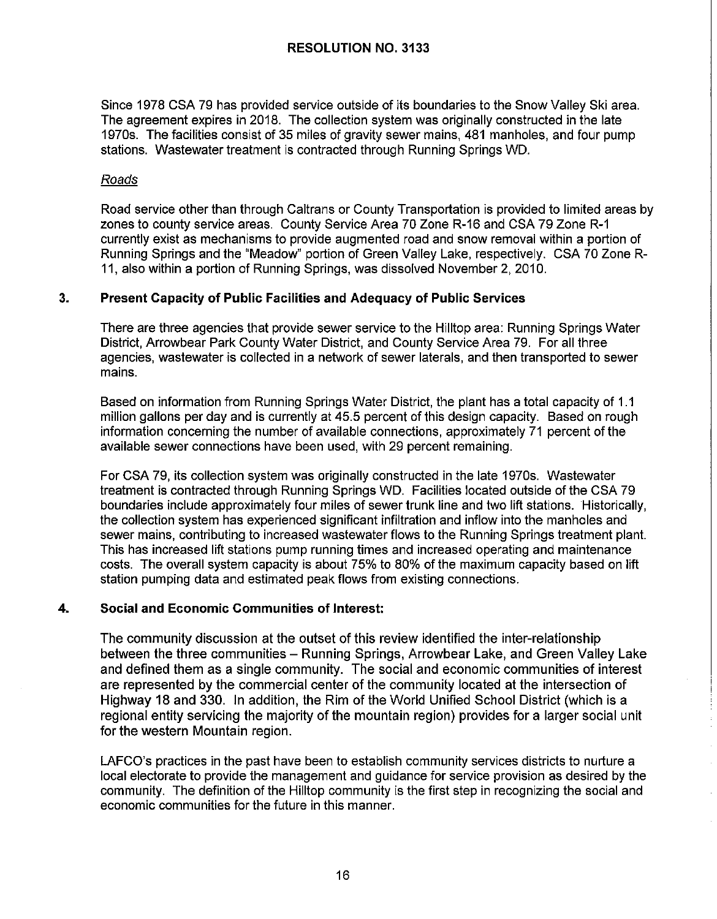Since 1978 CSA 79 has provided service outside of its boundaries to the Snow Valley Ski area. The agreement expires in 2018. The collection system was originally constructed in the late 1970s. The facilities consist of 35 miles of gravity sewer mains, 481 manholes, and four pump stations. Wastewater treatment is contracted through Running Springs WD.

*Roads*

Road service other than through Caltrans or County Transportation is provided to limited areas by zones to county service areas. County Service Area 70 Zone R-16 and CSA 79 Zone R-1 currently exist as mechanisms to provide augmented road and snow removal within a portion of Running Springs and the "Meadow" portion of Green Valley Lake, respectively. CSA 70 Zone R-11, also within a portion of Running Springs, was dissolved November 2, 2010.

## 3. Present Capacity of Public Facilities and Adequacy of Public Services

There are three agencies that provide sewer service to the Hilltop area: Running Springs Water District, Arrowbear Park County Water District, and County Service Area 79. For all three agencies, wastewater is collected in a network of sewer laterals, and then transported to sewer mains.

Based on information from Running Springs Water District, the plant has a total capacity of 1.1 million gallons per day and is currently at 45.5 percent of this design capacity. Based on rough information concerning the number of available connections, approximately 71 percent of the available sewer connections have been used, with 29 percent remaining.

For CSA 79, its collection system was originally constructed in the late 1970s. Wastewater treatment is contracted through Running Springs WD. Facilities located outside of the CSA 79 boundaries include approximately four miles of sewer trunk line and two lift stations. Historically, the collection system has experienced significant infiltration and inflow into the manholes and sewer mains, contributing to increased wastewater flows to the Running Springs treatment plant. This has increased lift stations pump running times and increased operating and maintenance costs. The overall system capacity is about 75% to 80% of the maximum capacity based on lift station pumping data and estimated peak flows from existing connections.

## 4. Social and Economic Communities of Interest:

The community discussion at the outset of this review identified the inter-relationship between the three communities – Running Springs, Arrowbear Lake, and Green Valley Lake and defined them as a single community. The social and economic communities of interest are represented by the commercial center of the community located at the intersection of Highway 18 and 330. In addition, the Rim of the World Unified School District (which is a regional entity servicing the majority of the mountain region) provides for a larger social unit for the western Mountain region.

LAFCO's practices in the past have been to establish community services districts to nurture a local electorate to provide the management and guidance for service provision as desired by the community. The definition of the Hilltop community is the first step in recognizing the social and economic communities for the future in this manner.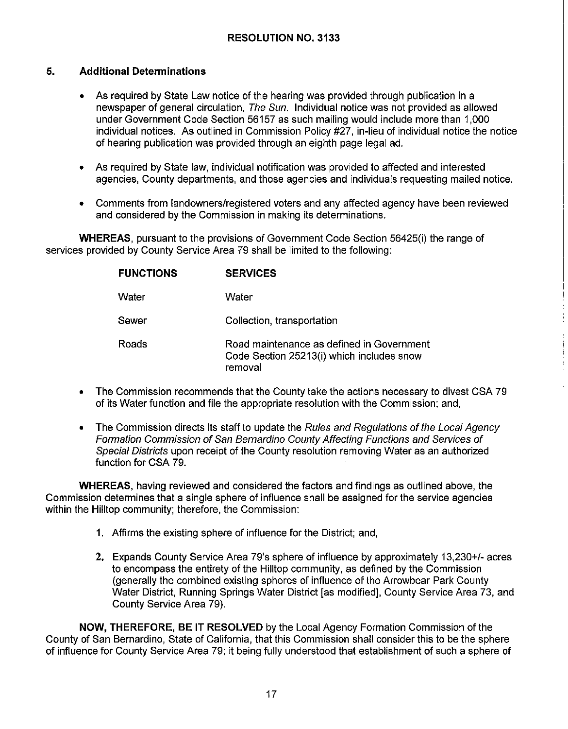**RESOLUTION NO. 3133**

## 5. Additional Determinations

- As required by State Law notice of the hearing was provided through publication in a newspaper of general circulation, *The Sun*. Individual notice was not provided as allowed under Government Code Section 56157 as such mailing would include more than 1,000 individual notices. As outlined in Commission Policy #27, in-lieu of individual notice the notice of hearing publication was provided through an eighth page legal ad.

- As required by State law, individual notification was provided to affected and interested agencies, County departments, and those agencies and individuals requesting mailed notice.

- Comments from landowners/registered voters and any affected agency have been reviewed and considered by the Commission in making its determinations.

**WHEREAS**, pursuant to the provisions of Government Code Section 56425(i) the range of services provided by County Service Area 79 shall be limited to the following:

| FUNCTIONS | SERVICES |
|---|---|
| Water | Water |
| Sewer | Collection, transportation |
| Roads | Road maintenance as defined in Government Code Section 25213(i) which includes snow removal |

- The Commission recommends that the County take the actions necessary to divest CSA 79 of its Water function and file the appropriate resolution with the Commission; and,

- The Commission directs its staff to update the *Rules and Regulations of the Local Agency Formation Commission of San Bernardino County Affecting Functions and Services of Special Districts* upon receipt of the County resolution removing Water as an authorized function for CSA 79.

**WHEREAS**, having reviewed and considered the factors and findings as outlined above, the Commission determines that a single sphere of influence shall be assigned for the service agencies within the Hilltop community; therefore, the Commission:

1. Affirms the existing sphere of influence for the District; and,

2. Expands County Service Area 79's sphere of influence by approximately 13,230+/- acres to encompass the entirety of the Hilltop community, as defined by the Commission (generally the combined existing spheres of influence of the Arrowbear Park County Water District, Running Springs Water District [as modified], County Service Area 73, and County Service Area 79).

**NOW, THEREFORE, BE IT RESOLVED** by the Local Agency Formation Commission of the County of San Bernardino, State of California, that this Commission shall consider this to be the sphere of influence for County Service Area 79; it being fully understood that establishment of such a sphere of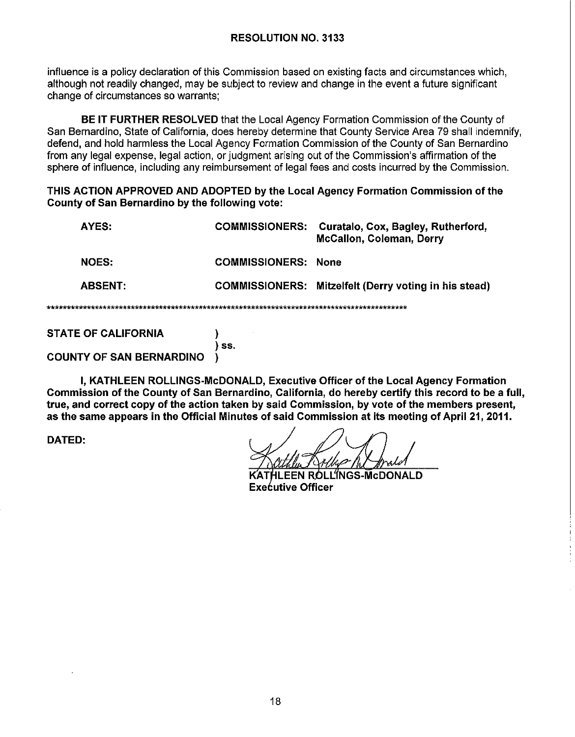**RESOLUTION NO. 3133**

influence is a policy declaration of this Commission based on existing facts and circumstances which, although not readily changed, may be subject to review and change in the event a future significant change of circumstances so warrants;

**BE IT FURTHER RESOLVED** that the Local Agency Formation Commission of the County of San Bernardino, State of California, does hereby determine that County Service Area 79 shall indemnify, defend, and hold harmless the Local Agency Formation Commission of the County of San Bernardino from any legal expense, legal action, or judgment arising out of the Commission's affirmation of the sphere of influence, including any reimbursement of legal fees and costs incurred by the Commission.

**THIS ACTION APPROVED AND ADOPTED by the Local Agency Formation Commission of the County of San Bernardino by the following vote:**

| | | |
|---|---|---|
| **AYES:** | **COMMISSIONERS:** | **Curatalo, Cox, Bagley, Rutherford, McCallon, Coleman, Derry** |
| **NOES:** | **COMMISSIONERS:** | **None** |
| **ABSENT:** | **COMMISSIONERS:** | **Mitzelfelt (Derry voting in his stead)** |

*******************************************************************************************

**STATE OF CALIFORNIA** )
) **ss.**
**COUNTY OF SAN BERNARDINO** )

**I, KATHLEEN ROLLINGS-McDONALD, Executive Officer of the Local Agency Formation Commission of the County of San Bernardino, California, do hereby certify this record to be a full, true, and correct copy of the action taken by said Commission, by vote of the members present, as the same appears in the Official Minutes of said Commission at its meeting of April 21, 2011.**

**DATED:**

**KATHLEEN ROLLINGS-McDONALD**
**Executive Officer**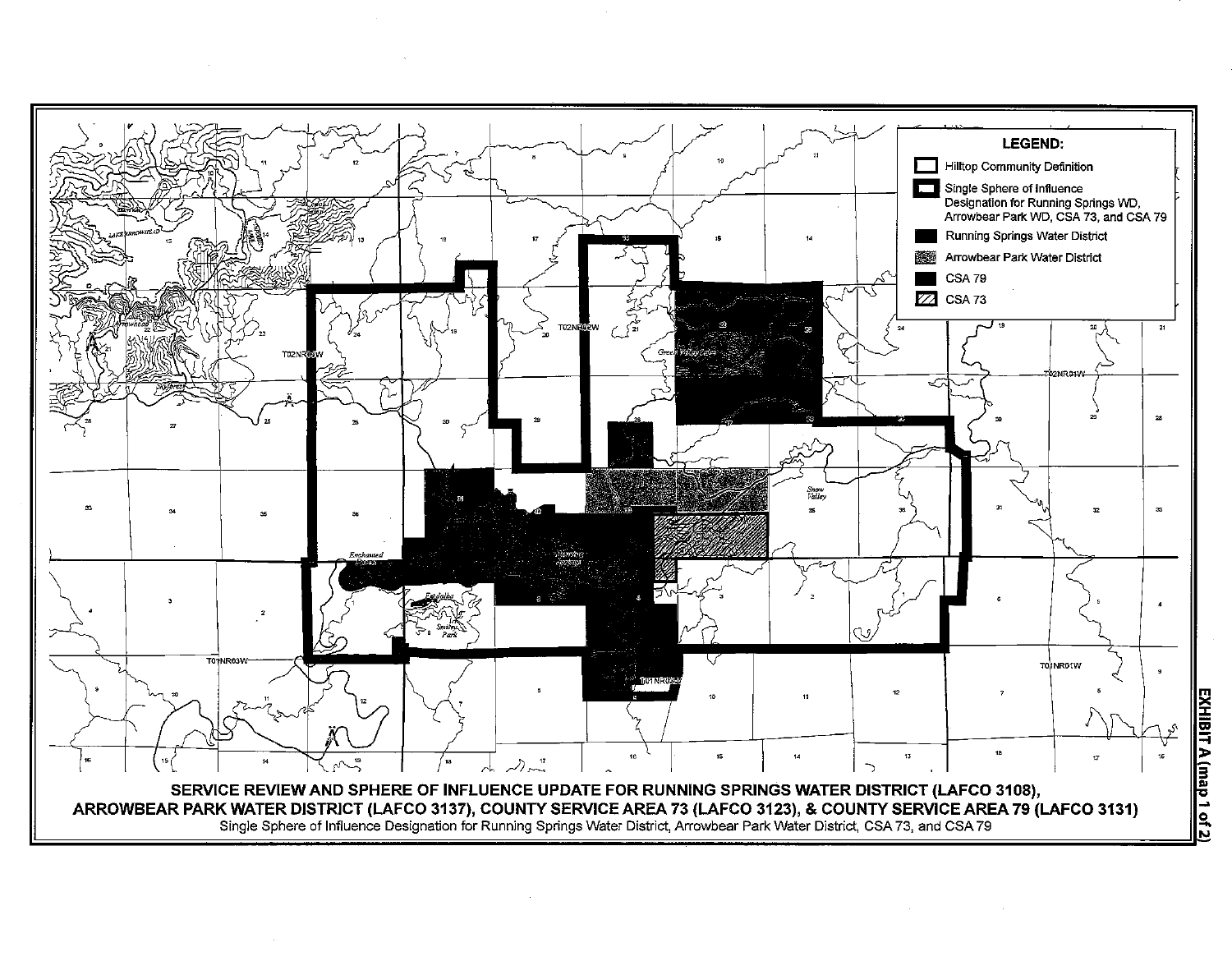**LEGEND:**

- Hilltop Community Definition
- Single Sphere of Influence Designation for Running Springs WD, Arrowbear Park WD, CSA 73, and CSA 79
- Running Springs Water District
- Arrowbear Park Water District
- CSA 79
- CSA 73

**SERVICE REVIEW AND SPHERE OF INFLUENCE UPDATE FOR RUNNING SPRINGS WATER DISTRICT (LAFCO 3108), ARROWBEAR PARK WATER DISTRICT (LAFCO 3137), COUNTY SERVICE AREA 73 (LAFCO 3123), & COUNTY SERVICE AREA 79 (LAFCO 3131)**

Single Sphere of Influence Designation for Running Springs Water District, Arrowbear Park Water District, CSA 73, and CSA 79

**EXHIBIT A (map 1 of 2)**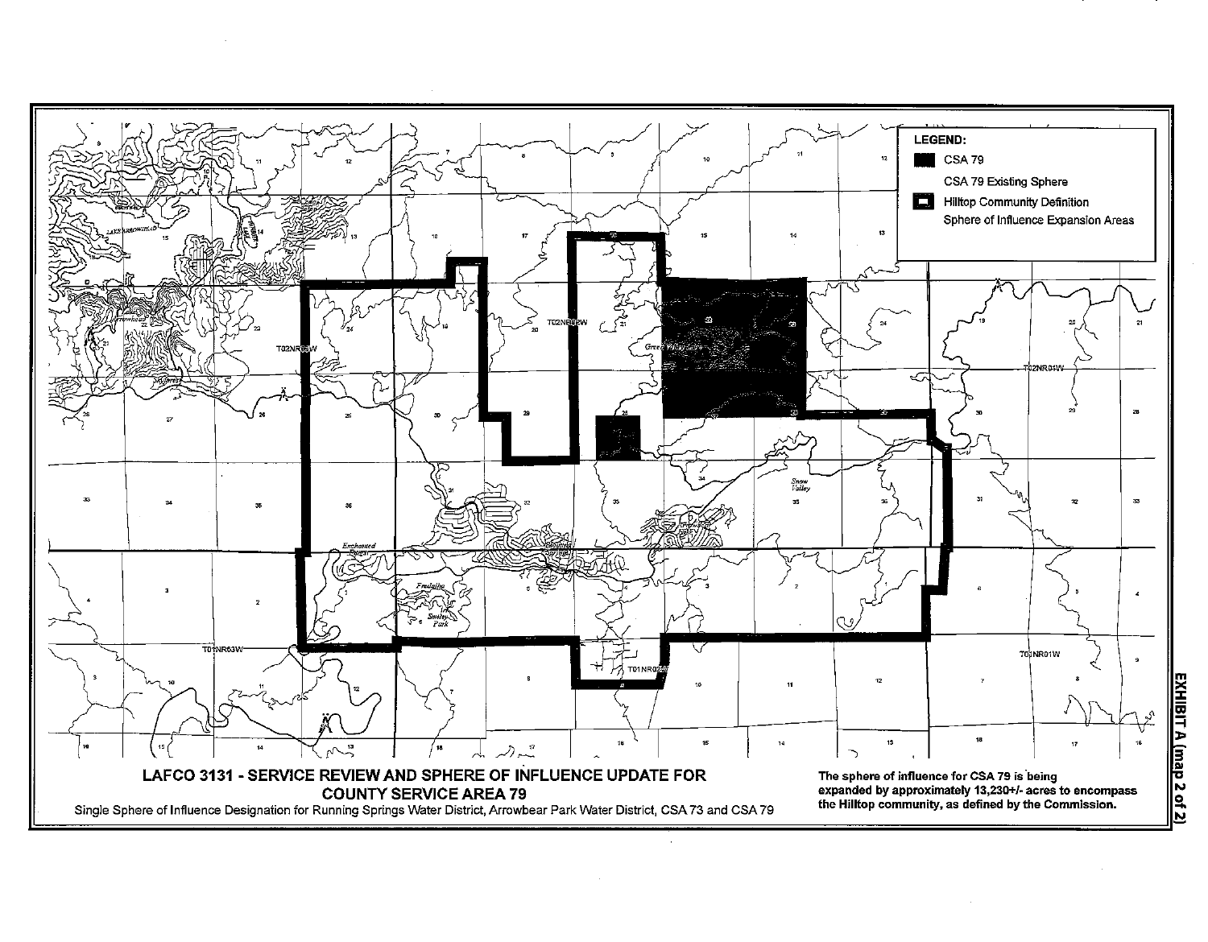**LEGEND:**

CSA 79

CSA 79 Existing Sphere

Hilltop Community Definition

Sphere of Influence Expansion Areas

# LAFCO 3131 - SERVICE REVIEW AND SPHERE OF INFLUENCE UPDATE FOR COUNTY SERVICE AREA 79

Single Sphere of Influence Designation for Running Springs Water District, Arrowbear Park Water District, CSA 73 and CSA 79

**The sphere of influence for CSA 79 is being expanded by approximately 13,230+/- acres to encompass the Hilltop community, as defined by the Commission.**

**EXHIBIT A (map 2 of 2)**